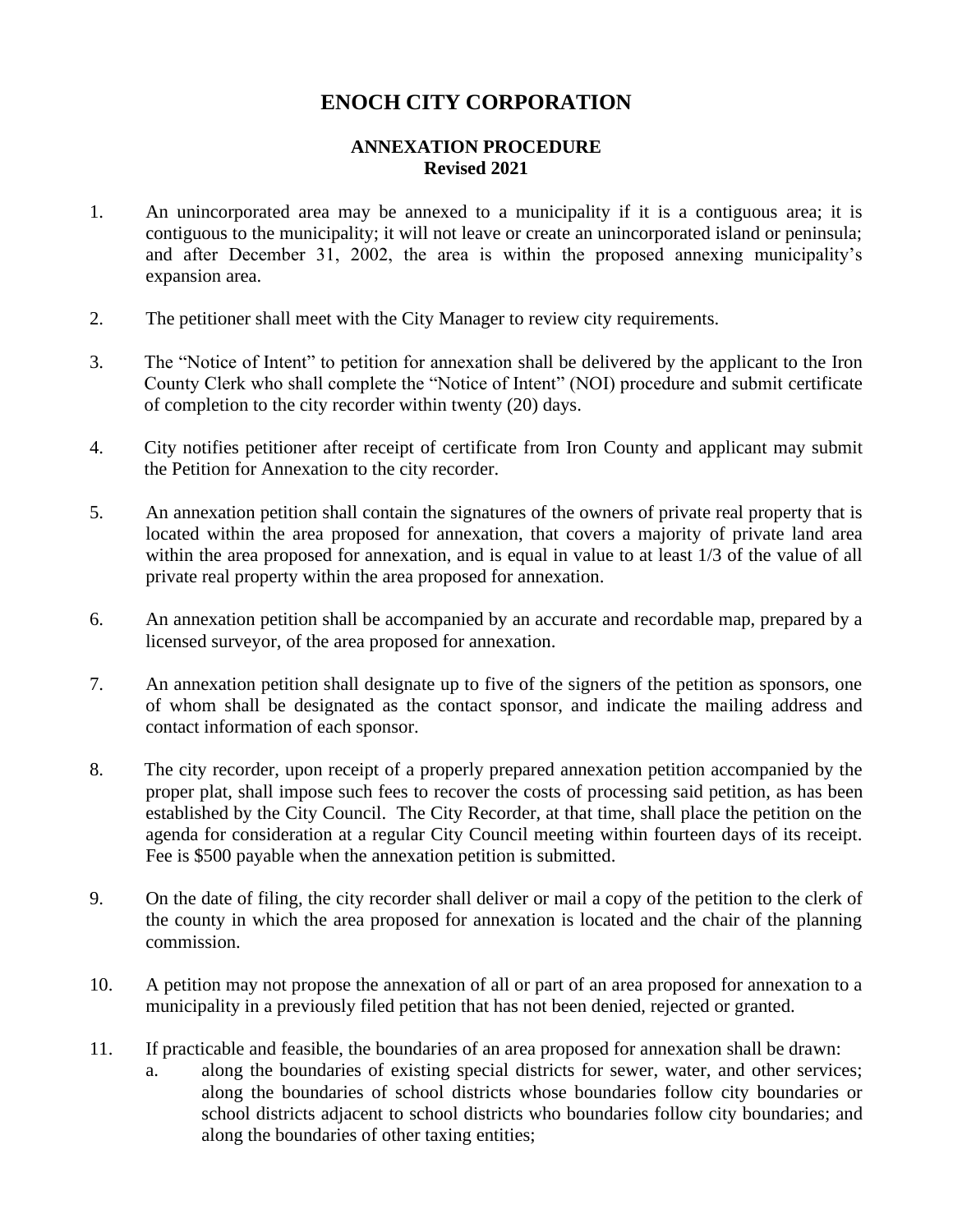# ENOCH CITY CORPORATION

## ANNEXATION PROCEDURE
**Revised 2021**

1. An unincorporated area may be annexed to a municipality if it is a contiguous area; it is contiguous to the municipality; it will not leave or create an unincorporated island or peninsula; and after December 31, 2002, the area is within the proposed annexing municipality's expansion area.

2. The petitioner shall meet with the City Manager to review city requirements.

3. The "Notice of Intent" to petition for annexation shall be delivered by the applicant to the Iron County Clerk who shall complete the "Notice of Intent" (NOI) procedure and submit certificate of completion to the city recorder within twenty (20) days.

4. City notifies petitioner after receipt of certificate from Iron County and applicant may submit the Petition for Annexation to the city recorder.

5. An annexation petition shall contain the signatures of the owners of private real property that is located within the area proposed for annexation, that covers a majority of private land area within the area proposed for annexation, and is equal in value to at least 1/3 of the value of all private real property within the area proposed for annexation.

6. An annexation petition shall be accompanied by an accurate and recordable map, prepared by a licensed surveyor, of the area proposed for annexation.

7. An annexation petition shall designate up to five of the signers of the petition as sponsors, one of whom shall be designated as the contact sponsor, and indicate the mailing address and contact information of each sponsor.

8. The city recorder, upon receipt of a properly prepared annexation petition accompanied by the proper plat, shall impose such fees to recover the costs of processing said petition, as has been established by the City Council. The City Recorder, at that time, shall place the petition on the agenda for consideration at a regular City Council meeting within fourteen days of its receipt. Fee is $500 payable when the annexation petition is submitted.

9. On the date of filing, the city recorder shall deliver or mail a copy of the petition to the clerk of the county in which the area proposed for annexation is located and the chair of the planning commission.

10. A petition may not propose the annexation of all or part of an area proposed for annexation to a municipality in a previously filed petition that has not been denied, rejected or granted.

11. If practicable and feasible, the boundaries of an area proposed for annexation shall be drawn:
    a. along the boundaries of existing special districts for sewer, water, and other services; along the boundaries of school districts whose boundaries follow city boundaries or school districts adjacent to school districts who boundaries follow city boundaries; and along the boundaries of other taxing entities;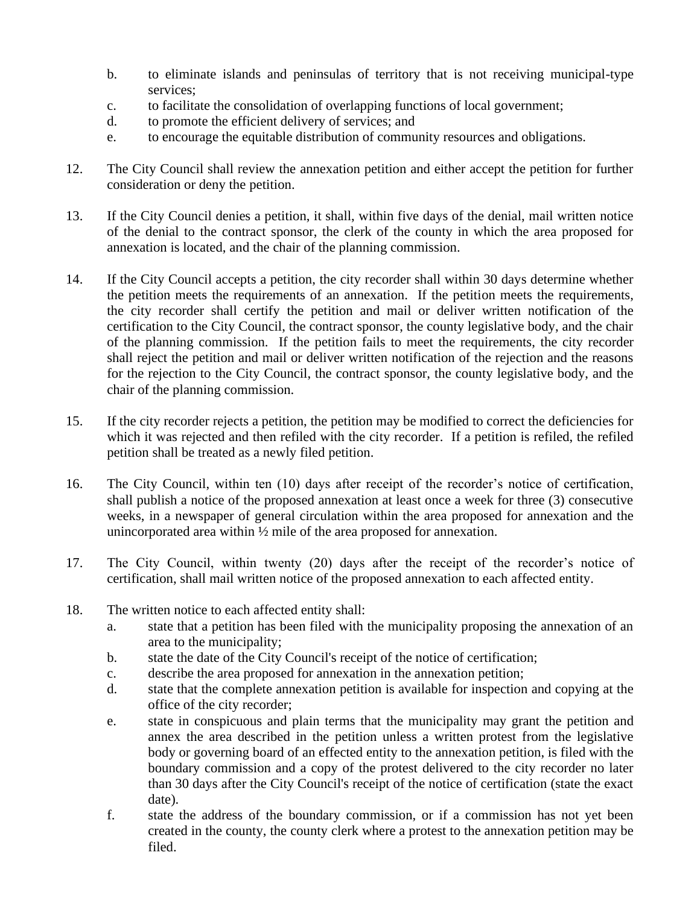b. to eliminate islands and peninsulas of territory that is not receiving municipal-type services;
   c. to facilitate the consolidation of overlapping functions of local government;
   d. to promote the efficient delivery of services; and
   e. to encourage the equitable distribution of community resources and obligations.

12. The City Council shall review the annexation petition and either accept the petition for further consideration or deny the petition.

13. If the City Council denies a petition, it shall, within five days of the denial, mail written notice of the denial to the contract sponsor, the clerk of the county in which the area proposed for annexation is located, and the chair of the planning commission.

14. If the City Council accepts a petition, the city recorder shall within 30 days determine whether the petition meets the requirements of an annexation. If the petition meets the requirements, the city recorder shall certify the petition and mail or deliver written notification of the certification to the City Council, the contract sponsor, the county legislative body, and the chair of the planning commission. If the petition fails to meet the requirements, the city recorder shall reject the petition and mail or deliver written notification of the rejection and the reasons for the rejection to the City Council, the contract sponsor, the county legislative body, and the chair of the planning commission.

15. If the city recorder rejects a petition, the petition may be modified to correct the deficiencies for which it was rejected and then refiled with the city recorder. If a petition is refiled, the refiled petition shall be treated as a newly filed petition.

16. The City Council, within ten (10) days after receipt of the recorder's notice of certification, shall publish a notice of the proposed annexation at least once a week for three (3) consecutive weeks, in a newspaper of general circulation within the area proposed for annexation and the unincorporated area within ½ mile of the area proposed for annexation.

17. The City Council, within twenty (20) days after the receipt of the recorder's notice of certification, shall mail written notice of the proposed annexation to each affected entity.

18. The written notice to each affected entity shall:
    a. state that a petition has been filed with the municipality proposing the annexation of an area to the municipality;
    b. state the date of the City Council's receipt of the notice of certification;
    c. describe the area proposed for annexation in the annexation petition;
    d. state that the complete annexation petition is available for inspection and copying at the office of the city recorder;
    e. state in conspicuous and plain terms that the municipality may grant the petition and annex the area described in the petition unless a written protest from the legislative body or governing board of an effected entity to the annexation petition, is filed with the boundary commission and a copy of the protest delivered to the city recorder no later than 30 days after the City Council's receipt of the notice of certification (state the exact date).
    f. state the address of the boundary commission, or if a commission has not yet been created in the county, the county clerk where a protest to the annexation petition may be filed.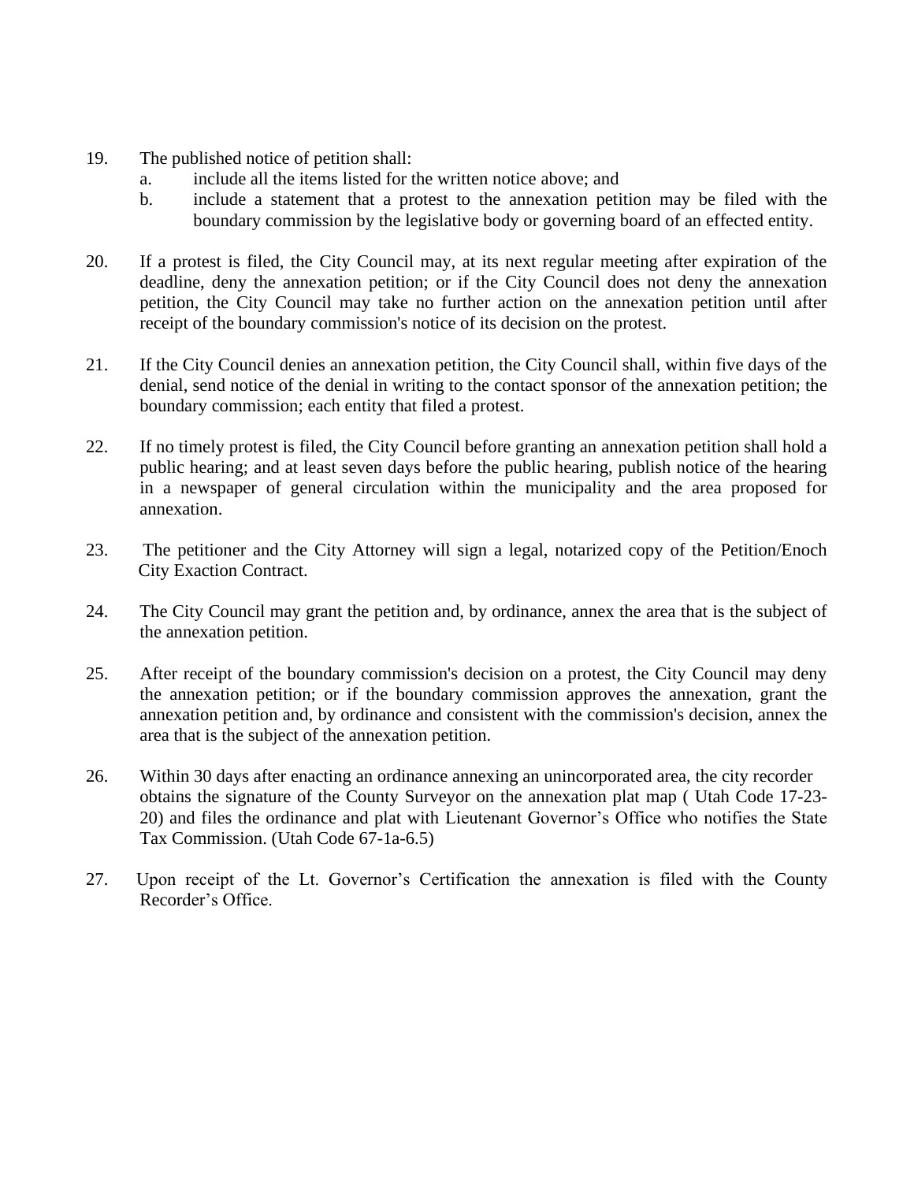19. The published notice of petition shall:
    a. include all the items listed for the written notice above; and
    b. include a statement that a protest to the annexation petition may be filed with the boundary commission by the legislative body or governing board of an effected entity.

20. If a protest is filed, the City Council may, at its next regular meeting after expiration of the deadline, deny the annexation petition; or if the City Council does not deny the annexation petition, the City Council may take no further action on the annexation petition until after receipt of the boundary commission's notice of its decision on the protest.

21. If the City Council denies an annexation petition, the City Council shall, within five days of the denial, send notice of the denial in writing to the contact sponsor of the annexation petition; the boundary commission; each entity that filed a protest.

22. If no timely protest is filed, the City Council before granting an annexation petition shall hold a public hearing; and at least seven days before the public hearing, publish notice of the hearing in a newspaper of general circulation within the municipality and the area proposed for annexation.

23. The petitioner and the City Attorney will sign a legal, notarized copy of the Petition/Enoch City Exaction Contract.

24. The City Council may grant the petition and, by ordinance, annex the area that is the subject of the annexation petition.

25. After receipt of the boundary commission's decision on a protest, the City Council may deny the annexation petition; or if the boundary commission approves the annexation, grant the annexation petition and, by ordinance and consistent with the commission's decision, annex the area that is the subject of the annexation petition.

26. Within 30 days after enacting an ordinance annexing an unincorporated area, the city recorder obtains the signature of the County Surveyor on the annexation plat map ( Utah Code 17-23-20) and files the ordinance and plat with Lieutenant Governor's Office who notifies the State Tax Commission. (Utah Code 67-1a-6.5)

27. Upon receipt of the Lt. Governor's Certification the annexation is filed with the County Recorder's Office.